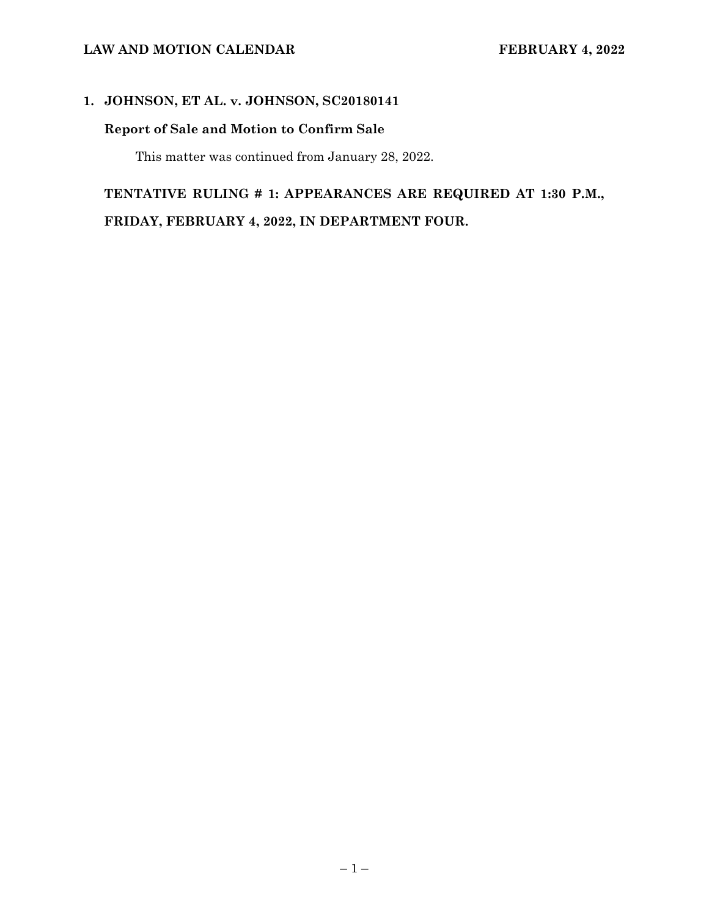## 1. JOHNSON, ET AL. v. JOHNSON, SC20180141

### Report of Sale and Motion to Confirm Sale

This matter was continued from January 28, 2022.

**TENTATIVE RULING # 1: APPEARANCES ARE REQUIRED AT 1:30 P.M., FRIDAY, FEBRUARY 4, 2022, IN DEPARTMENT FOUR.**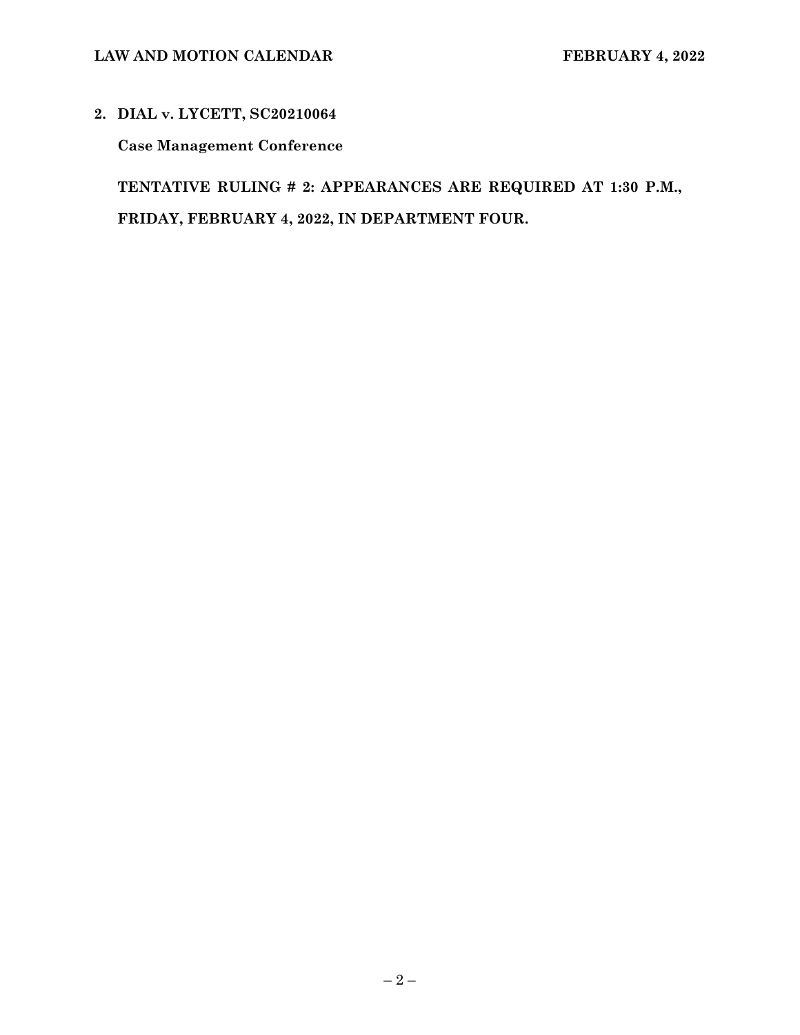**2. DIAL v. LYCETT, SC20210064**

**Case Management Conference**

**TENTATIVE RULING # 2: APPEARANCES ARE REQUIRED AT 1:30 P.M., FRIDAY, FEBRUARY 4, 2022, IN DEPARTMENT FOUR.**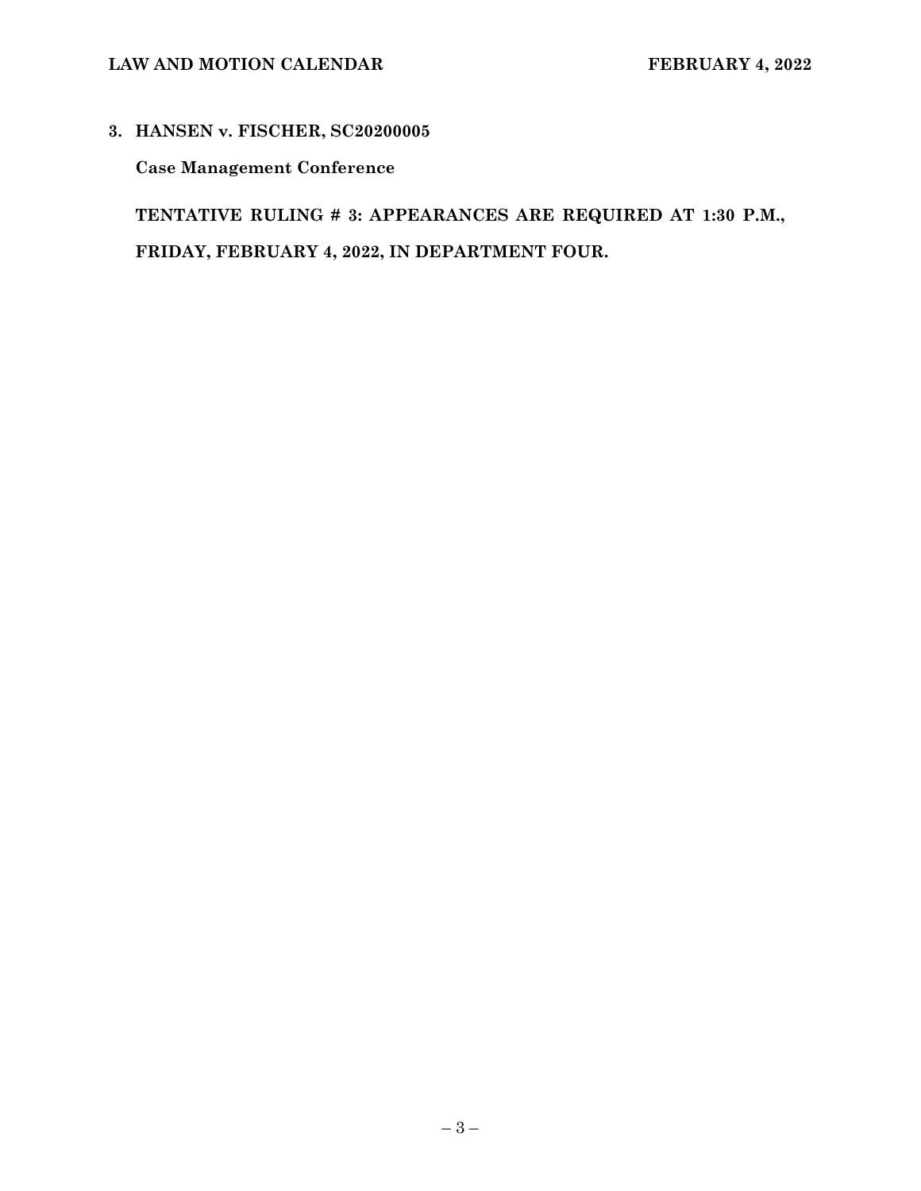**3. HANSEN v. FISCHER, SC20200005**

**Case Management Conference**

**TENTATIVE RULING # 3: APPEARANCES ARE REQUIRED AT 1:30 P.M., FRIDAY, FEBRUARY 4, 2022, IN DEPARTMENT FOUR.**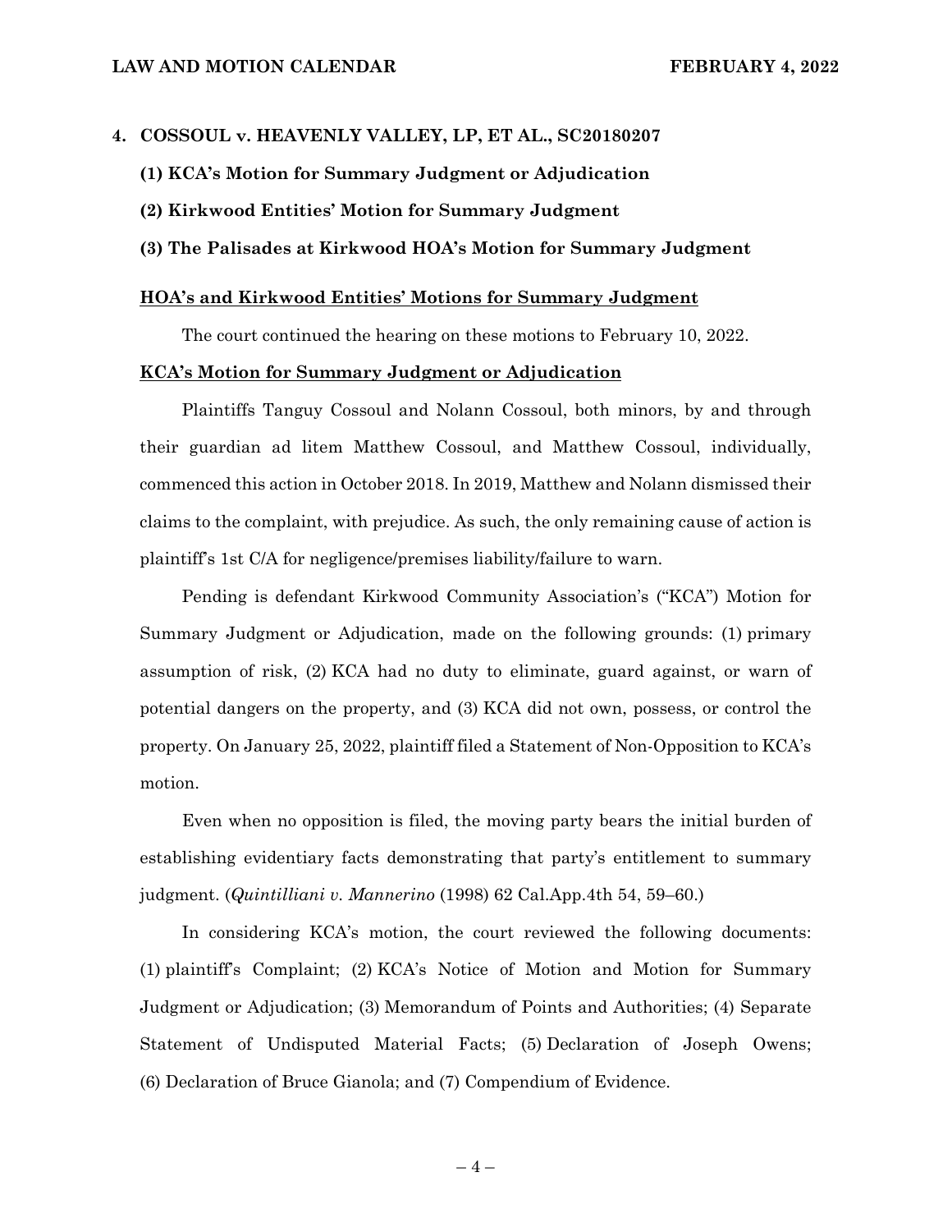**4. COSSOUL v. HEAVENLY VALLEY, LP, ET AL., SC20180207**

**(1) KCA's Motion for Summary Judgment or Adjudication**

**(2) Kirkwood Entities' Motion for Summary Judgment**

**(3) The Palisades at Kirkwood HOA's Motion for Summary Judgment**

**<u>HOA's and Kirkwood Entities' Motions for Summary Judgment</u>**

The court continued the hearing on these motions to February 10, 2022.

**<u>KCA's Motion for Summary Judgment or Adjudication</u>**

Plaintiffs Tanguy Cossoul and Nolann Cossoul, both minors, by and through their guardian ad litem Matthew Cossoul, and Matthew Cossoul, individually, commenced this action in October 2018. In 2019, Matthew and Nolann dismissed their claims to the complaint, with prejudice. As such, the only remaining cause of action is plaintiff's 1st C/A for negligence/premises liability/failure to warn.

Pending is defendant Kirkwood Community Association's ("KCA") Motion for Summary Judgment or Adjudication, made on the following grounds: (1) primary assumption of risk, (2) KCA had no duty to eliminate, guard against, or warn of potential dangers on the property, and (3) KCA did not own, possess, or control the property. On January 25, 2022, plaintiff filed a Statement of Non-Opposition to KCA's motion.

Even when no opposition is filed, the moving party bears the initial burden of establishing evidentiary facts demonstrating that party's entitlement to summary judgment. (*Quintilliani v. Mannerino* (1998) 62 Cal.App.4th 54, 59–60.)

In considering KCA's motion, the court reviewed the following documents: (1) plaintiff's Complaint; (2) KCA's Notice of Motion and Motion for Summary Judgment or Adjudication; (3) Memorandum of Points and Authorities; (4) Separate Statement of Undisputed Material Facts; (5) Declaration of Joseph Owens; (6) Declaration of Bruce Gianola; and (7) Compendium of Evidence.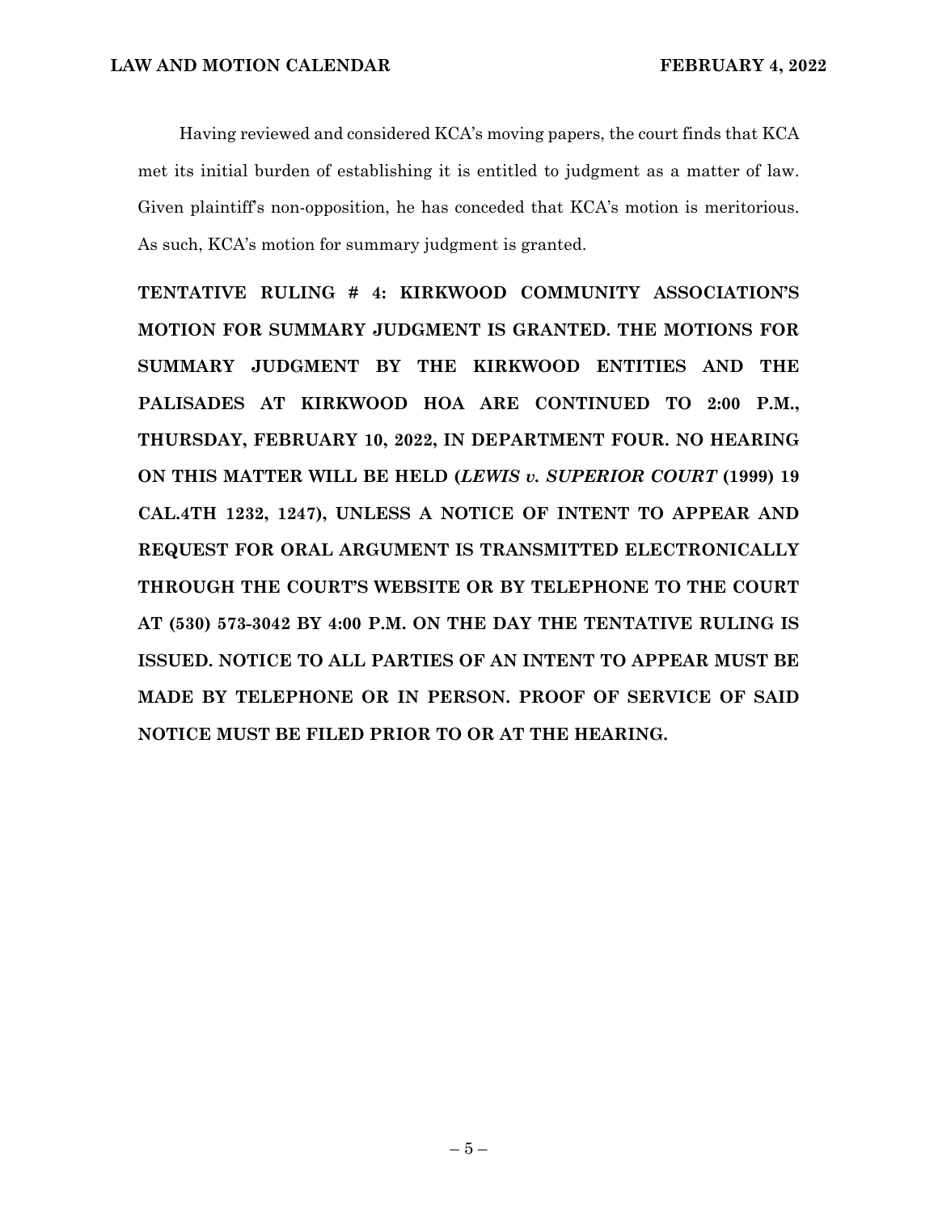Having reviewed and considered KCA's moving papers, the court finds that KCA met its initial burden of establishing it is entitled to judgment as a matter of law. Given plaintiff's non-opposition, he has conceded that KCA's motion is meritorious. As such, KCA's motion for summary judgment is granted.

**TENTATIVE RULING # 4: KIRKWOOD COMMUNITY ASSOCIATION'S MOTION FOR SUMMARY JUDGMENT IS GRANTED. THE MOTIONS FOR SUMMARY JUDGMENT BY THE KIRKWOOD ENTITIES AND THE PALISADES AT KIRKWOOD HOA ARE CONTINUED TO 2:00 P.M., THURSDAY, FEBRUARY 10, 2022, IN DEPARTMENT FOUR. NO HEARING ON THIS MATTER WILL BE HELD (*LEWIS v. SUPERIOR COURT* (1999) 19 CAL.4TH 1232, 1247), UNLESS A NOTICE OF INTENT TO APPEAR AND REQUEST FOR ORAL ARGUMENT IS TRANSMITTED ELECTRONICALLY THROUGH THE COURT'S WEBSITE OR BY TELEPHONE TO THE COURT AT (530) 573-3042 BY 4:00 P.M. ON THE DAY THE TENTATIVE RULING IS ISSUED. NOTICE TO ALL PARTIES OF AN INTENT TO APPEAR MUST BE MADE BY TELEPHONE OR IN PERSON. PROOF OF SERVICE OF SAID NOTICE MUST BE FILED PRIOR TO OR AT THE HEARING.**